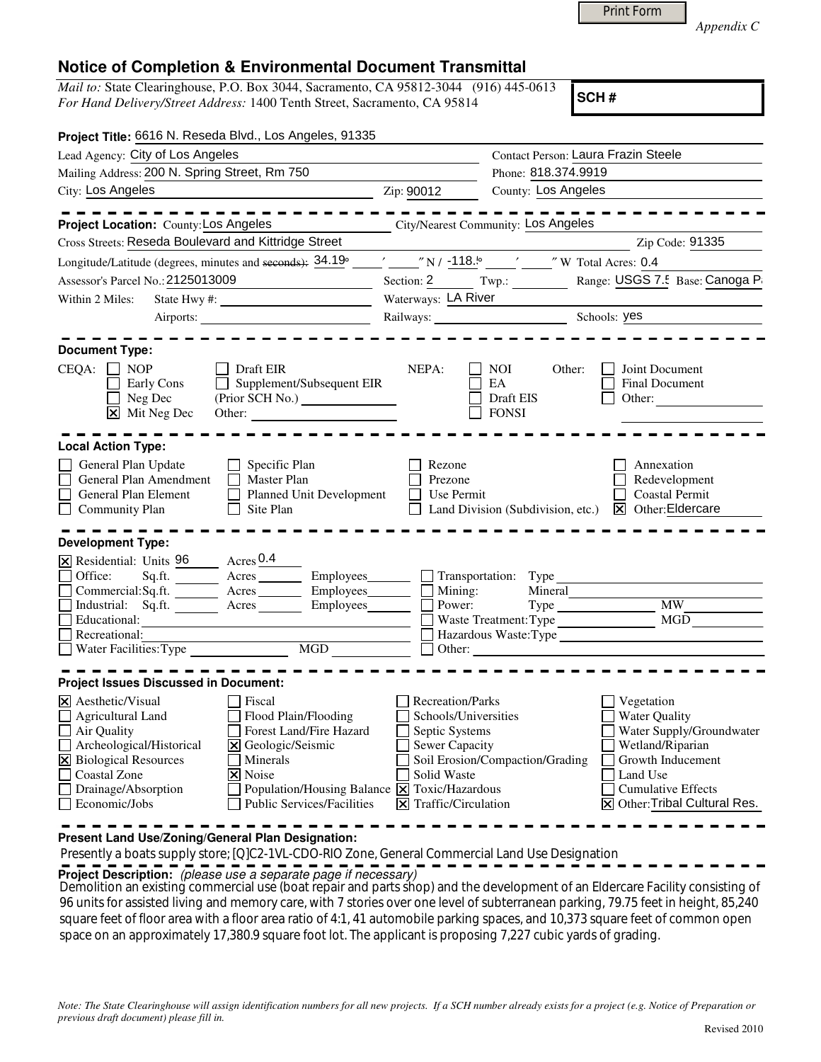*Appendix C*

# Notice of Completion & Environmental Document Transmittal

*Mail to:* State Clearinghouse, P.O. Box 3044, Sacramento, CA 95812-3044 (916) 445-0613
*For Hand Delivery/Street Address:* 1400 Tenth Street, Sacramento, CA 95814

**SCH #**

**Project Title:** 6616 N. Reseda Blvd., Los Angeles, 91335

Lead Agency: City of Los Angeles — Contact Person: Laura Frazin Steele
Mailing Address: 200 N. Spring Street, Rm 750 — Phone: 818.374.9919
City: Los Angeles — Zip: 90012 — County: Los Angeles

**Project Location:** County: Los Angeles — City/Nearest Community: Los Angeles
Cross Streets: Reseda Boulevard and Kittridge Street — Zip Code: 91335
Longitude/Latitude (degrees, minutes and ~~seconds~~): 34.19° ′ ″ N / -118.!° ′ ″ W Total Acres: 0.4
Assessor's Parcel No.: 2125013009 — Section: 2 — Twp.: — Range: USGS 7.5 — Base: Canoga P
Within 2 Miles: State Hwy #: — Waterways: LA River
Airports: — Railways: — Schools: yes

**Document Type:**

CEQA: ☐ NOP ☐ Early Cons ☐ Neg Dec ☒ Mit Neg Dec ☐ Draft EIR ☐ Supplement/Subsequent EIR (Prior SCH No.) Other:

NEPA: ☐ NOI ☐ EA ☐ Draft EIS ☐ FONSI

Other: ☐ Joint Document ☐ Final Document ☐ Other:

**Local Action Type:**

☐ General Plan Update ☐ General Plan Amendment ☐ General Plan Element ☐ Community Plan
☐ Specific Plan ☐ Master Plan ☐ Planned Unit Development ☐ Site Plan
☐ Rezone ☐ Prezone ☐ Use Permit ☐ Land Division (Subdivision, etc.)
☐ Annexation ☐ Redevelopment ☐ Coastal Permit ☒ Other: Eldercare

**Development Type:**

☒ Residential: Units 96 Acres 0.4
☐ Office: Sq.ft. Acres Employees
☐ Commercial: Sq.ft. Acres Employees
☐ Industrial: Sq.ft. Acres Employees
☐ Educational:
☐ Recreational:
☐ Water Facilities: Type MGD
☐ Transportation: Type
☐ Mining: Mineral
☐ Power: Type MW
☐ Waste Treatment: Type MGD
☐ Hazardous Waste: Type
☐ Other:

**Project Issues Discussed in Document:**

☒ Aesthetic/Visual ☐ Agricultural Land ☐ Air Quality ☐ Archeological/Historical ☒ Biological Resources ☐ Coastal Zone ☐ Drainage/Absorption ☐ Economic/Jobs
☐ Fiscal ☐ Flood Plain/Flooding ☐ Forest Land/Fire Hazard ☒ Geologic/Seismic ☐ Minerals ☒ Noise ☐ Population/Housing Balance ☐ Public Services/Facilities
☐ Recreation/Parks ☐ Schools/Universities ☐ Septic Systems ☐ Sewer Capacity ☐ Soil Erosion/Compaction/Grading ☐ Solid Waste ☒ Toxic/Hazardous ☒ Traffic/Circulation
☐ Vegetation ☐ Water Quality ☐ Water Supply/Groundwater ☐ Wetland/Riparian ☐ Growth Inducement ☐ Land Use ☐ Cumulative Effects ☒ Other: Tribal Cultural Res.

**Present Land Use/Zoning/General Plan Designation:**
Presently a boats supply store; [Q]C2-1VL-CDO-RIO Zone, General Commercial Land Use Designation

**Project Description:** *(please use a separate page if necessary)*
Demolition an existing commercial use (boat repair and parts shop) and the development of an Eldercare Facility consisting of 96 units for assisted living and memory care, with 7 stories over one level of subterranean parking, 79.75 feet in height, 85,240 square feet of floor area with a floor area ratio of 4:1, 41 automobile parking spaces, and 10,373 square feet of common open space on an approximately 17,380.9 square foot lot. The applicant is proposing 7,227 cubic yards of grading.

*Note: The State Clearinghouse will assign identification numbers for all new projects. If a SCH number already exists for a project (e.g. Notice of Preparation or previous draft document) please fill in.*

Revised 2010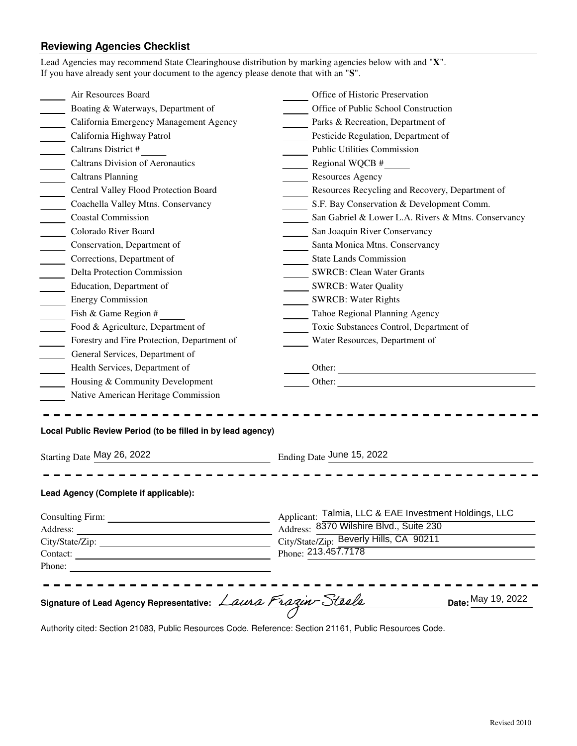## Reviewing Agencies Checklist

Lead Agencies may recommend State Clearinghouse distribution by marking agencies below with and "**X**".
If you have already sent your document to the agency please denote that with an "**S**".

- _____ Air Resources Board
- _____ Boating & Waterways, Department of
- _____ California Emergency Management Agency
- _____ California Highway Patrol
- _____ Caltrans District # _____
- _____ Caltrans Division of Aeronautics
- _____ Caltrans Planning
- _____ Central Valley Flood Protection Board
- _____ Coachella Valley Mtns. Conservancy
- _____ Coastal Commission
- _____ Colorado River Board
- _____ Conservation, Department of
- _____ Corrections, Department of
- _____ Delta Protection Commission
- _____ Education, Department of
- _____ Energy Commission
- _____ Fish & Game Region # _____
- _____ Food & Agriculture, Department of
- _____ Forestry and Fire Protection, Department of
- _____ General Services, Department of
- _____ Health Services, Department of
- _____ Housing & Community Development
- _____ Native American Heritage Commission
- _____ Office of Historic Preservation
- _____ Office of Public School Construction
- _____ Parks & Recreation, Department of
- _____ Pesticide Regulation, Department of
- _____ Public Utilities Commission
- _____ Regional WQCB # _____
- _____ Resources Agency
- _____ Resources Recycling and Recovery, Department of
- _____ S.F. Bay Conservation & Development Comm.
- _____ San Gabriel & Lower L.A. Rivers & Mtns. Conservancy
- _____ San Joaquin River Conservancy
- _____ Santa Monica Mtns. Conservancy
- _____ State Lands Commission
- _____ SWRCB: Clean Water Grants
- _____ SWRCB: Water Quality
- _____ SWRCB: Water Rights
- _____ Tahoe Regional Planning Agency
- _____ Toxic Substances Control, Department of
- _____ Water Resources, Department of
- _____ Other: _____
- _____ Other: _____

**Local Public Review Period (to be filled in by lead agency)**

Starting Date May 26, 2022 Ending Date June 15, 2022

**Lead Agency (Complete if applicable):**

Consulting Firm:
Address:
City/State/Zip:
Contact:
Phone:

Applicant: Talmia, LLC & EAE Investment Holdings, LLC
Address: 8370 Wilshire Blvd., Suite 230
City/State/Zip: Beverly Hills, CA 90211
Phone: 213.457.7178

**Signature of Lead Agency Representative:** Laura Frazin-Steele **Date:** May 19, 2022

Authority cited: Section 21083, Public Resources Code. Reference: Section 21161, Public Resources Code.

Revised 2010